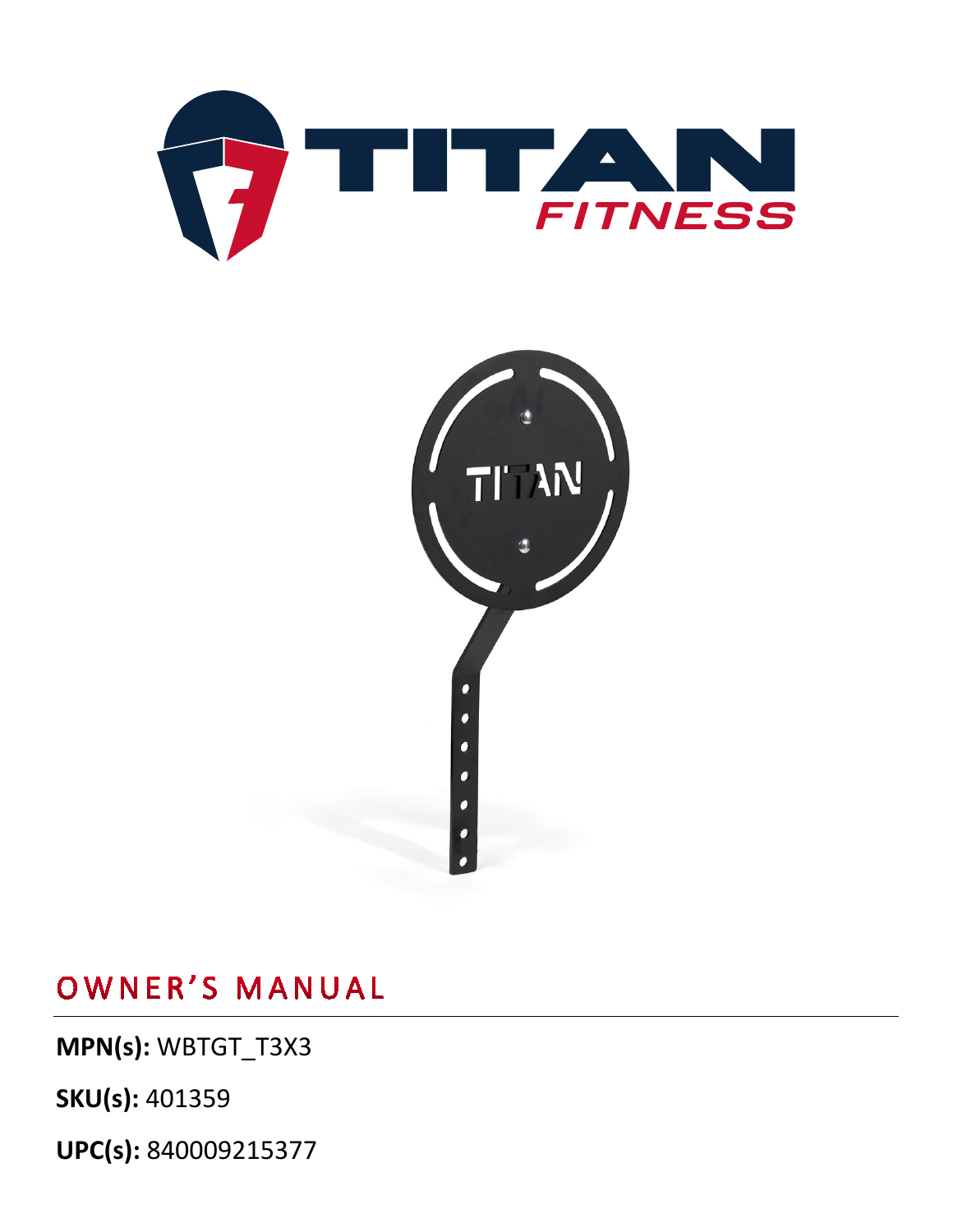# OWNER'S MANUAL

**MPN(s):** WBTGT_T3X3

**SKU(s):** 401359

**UPC(s):** 840009215377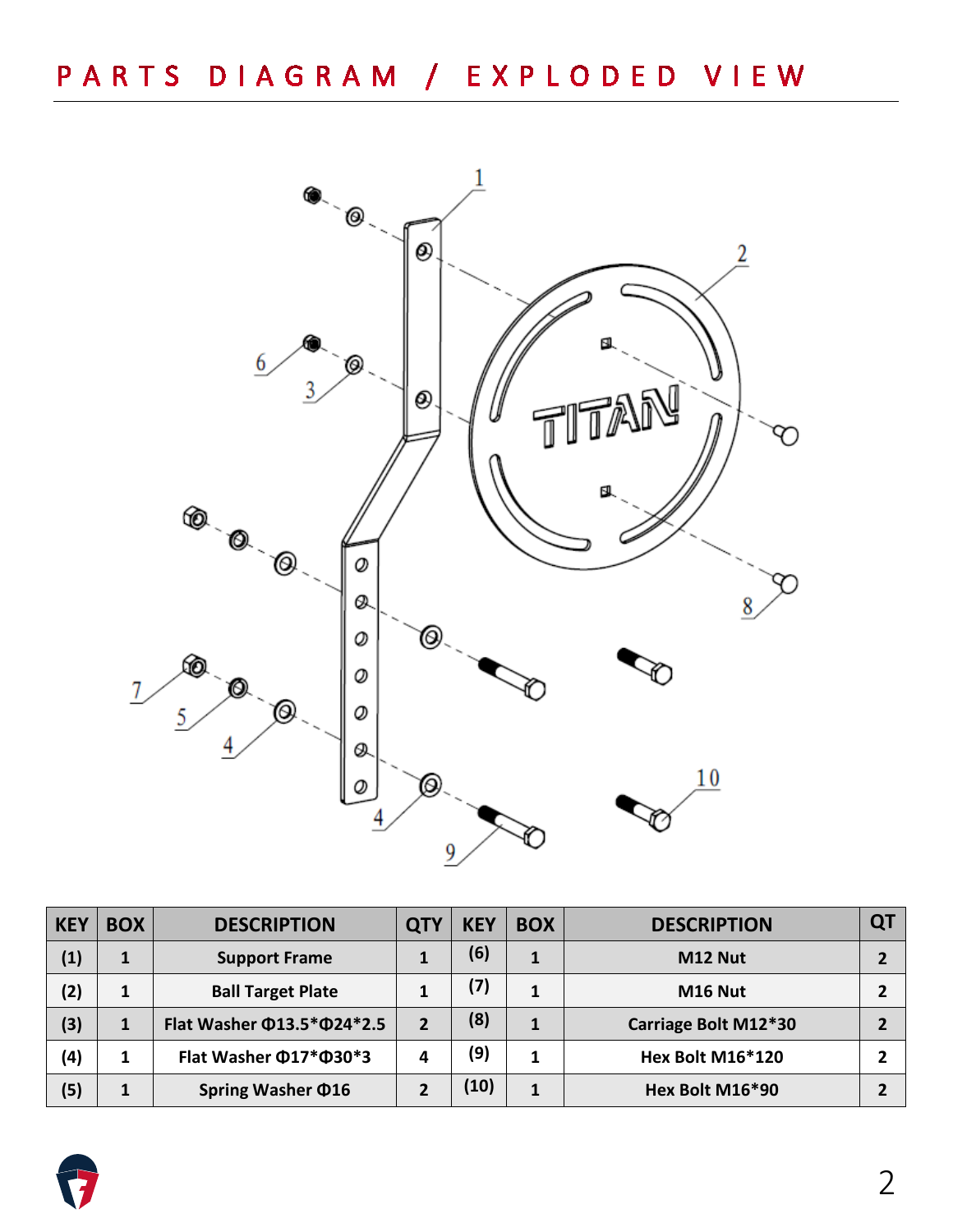# PARTS DIAGRAM / EXPLODED VIEW

| KEY | BOX | DESCRIPTION | QTY | KEY | BOX | DESCRIPTION | QT |
|---|---|---|---|---|---|---|---|
| (1) | 1 | Support Frame | 1 | (6) | 1 | M12 Nut | 2 |
| (2) | 1 | Ball Target Plate | 1 | (7) | 1 | M16 Nut | 2 |
| (3) | 1 | Flat Washer Φ13.5*Φ24*2.5 | 2 | (8) | 1 | Carriage Bolt M12*30 | 2 |
| (4) | 1 | Flat Washer Φ17*Φ30*3 | 4 | (9) | 1 | Hex Bolt M16*120 | 2 |
| (5) | 1 | Spring Washer Φ16 | 2 | (10) | 1 | Hex Bolt M16*90 | 2 |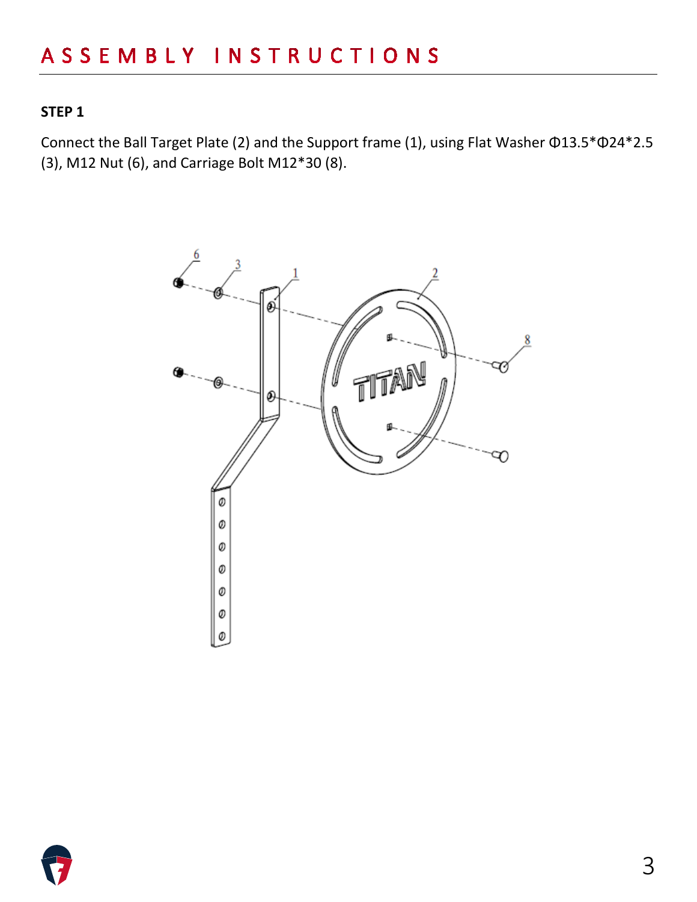# ASSEMBLY INSTRUCTIONS

**STEP 1**

Connect the Ball Target Plate (2) and the Support frame (1), using Flat Washer Φ13.5*Φ24*2.5 (3), M12 Nut (6), and Carriage Bolt M12*30 (8).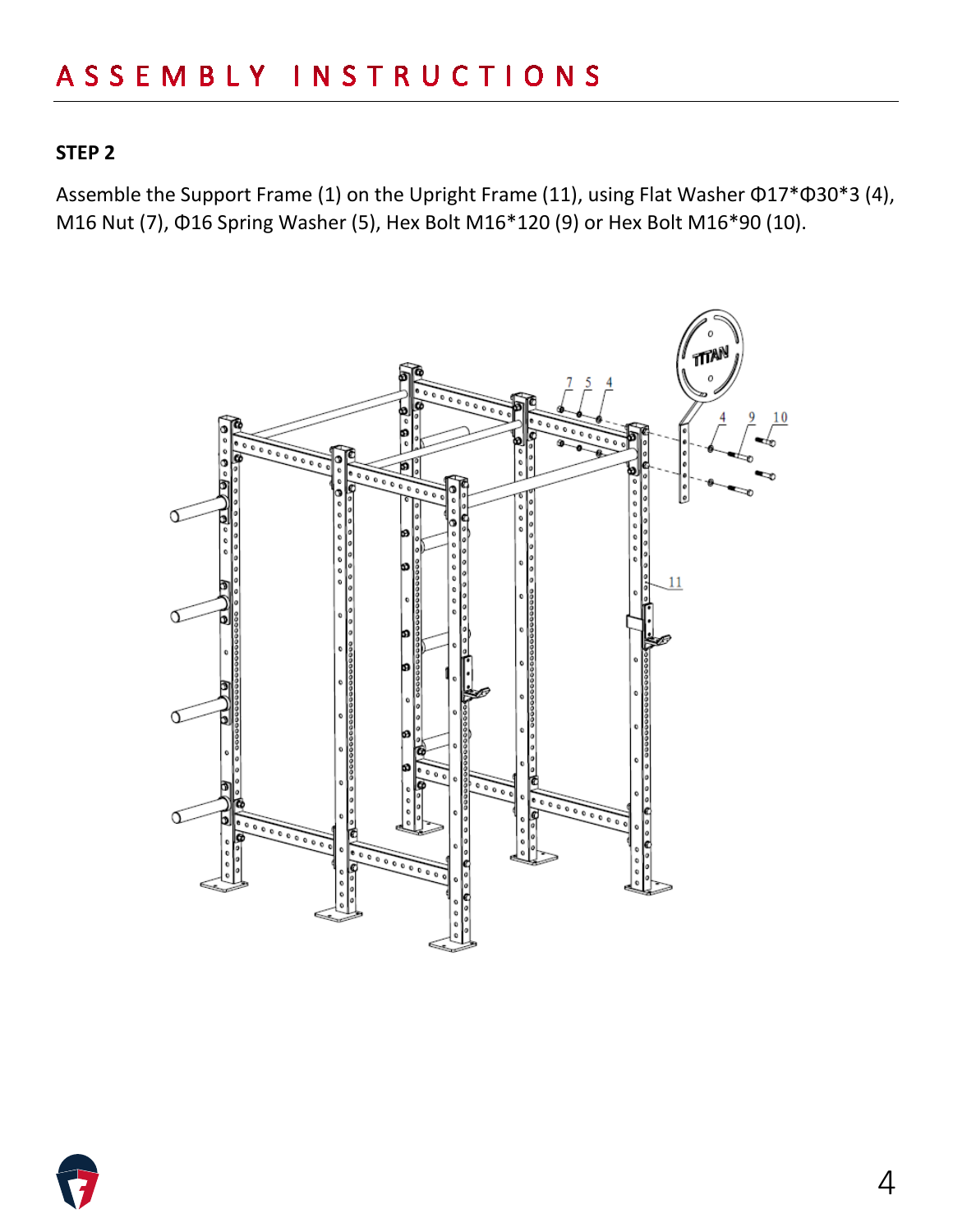# ASSEMBLY INSTRUCTIONS

**STEP 2**

Assemble the Support Frame (1) on the Upright Frame (11), using Flat Washer Φ17*Φ30*3 (4), M16 Nut (7), Φ16 Spring Washer (5), Hex Bolt M16*120 (9) or Hex Bolt M16*90 (10).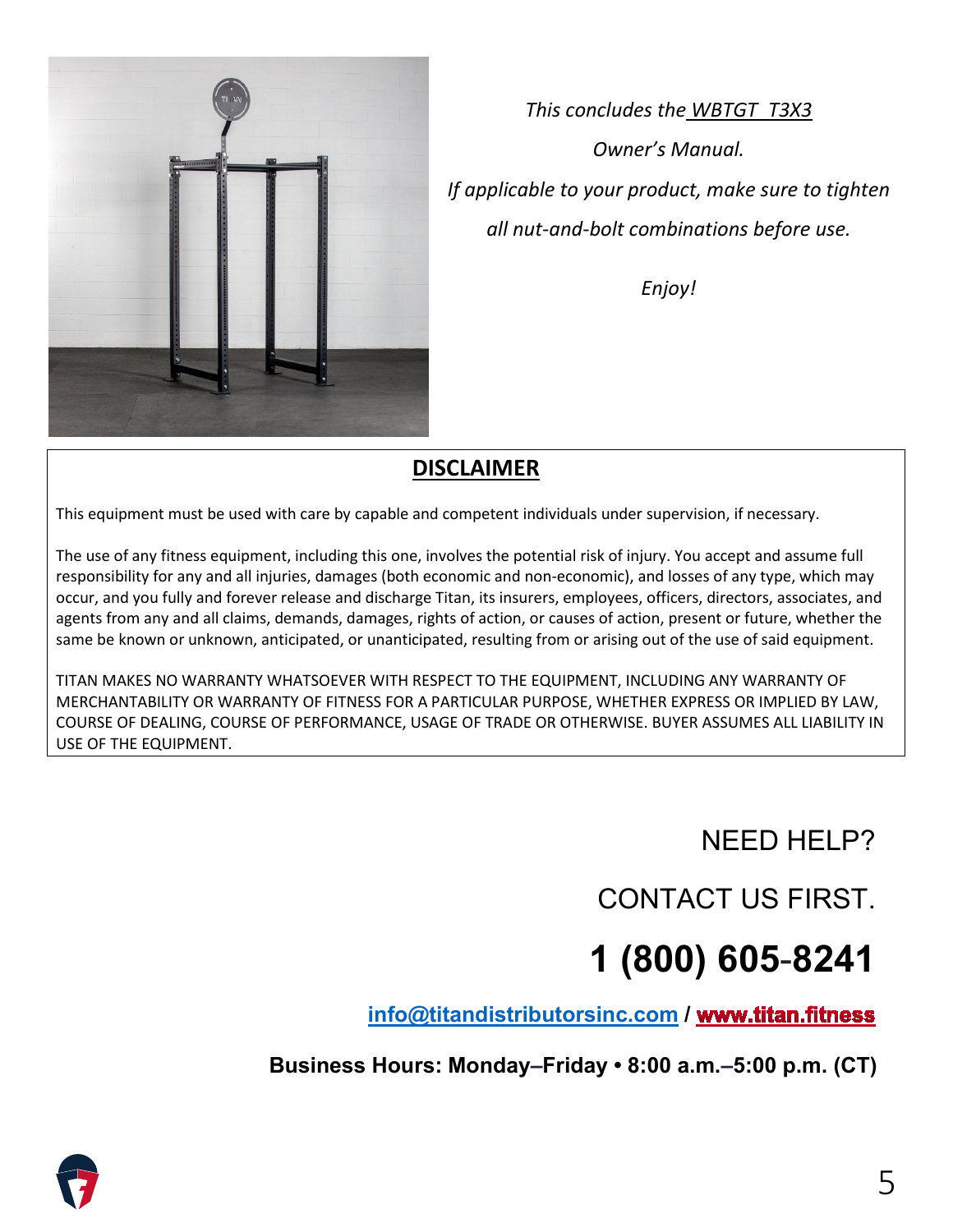*This concludes the WBTGT_T3X3 Owner's Manual.*

*If applicable to your product, make sure to tighten all nut-and-bolt combinations before use.*

*Enjoy!*

## DISCLAIMER

This equipment must be used with care by capable and competent individuals under supervision, if necessary.

The use of any fitness equipment, including this one, involves the potential risk of injury. You accept and assume full responsibility for any and all injuries, damages (both economic and non-economic), and losses of any type, which may occur, and you fully and forever release and discharge Titan, its insurers, employees, officers, directors, associates, and agents from any and all claims, demands, damages, rights of action, or causes of action, present or future, whether the same be known or unknown, anticipated, or unanticipated, resulting from or arising out of the use of said equipment.

TITAN MAKES NO WARRANTY WHATSOEVER WITH RESPECT TO THE EQUIPMENT, INCLUDING ANY WARRANTY OF MERCHANTABILITY OR WARRANTY OF FITNESS FOR A PARTICULAR PURPOSE, WHETHER EXPRESS OR IMPLIED BY LAW, COURSE OF DEALING, COURSE OF PERFORMANCE, USAGE OF TRADE OR OTHERWISE. BUYER ASSUMES ALL LIABILITY IN USE OF THE EQUIPMENT.

NEED HELP?

CONTACT US FIRST.

**1 (800) 605-8241**

**info@titandistributorsinc.com / www.titan.fitness**

**Business Hours: Monday–Friday • 8:00 a.m.–5:00 p.m. (CT)**